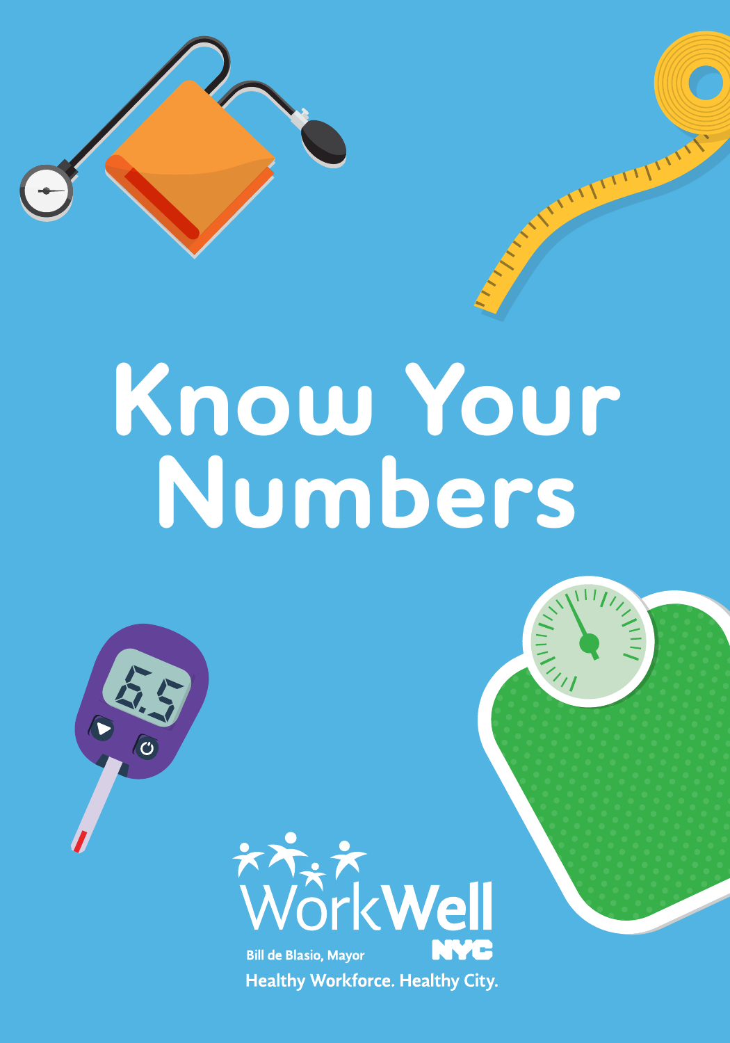# Know Your Numbers

WorkWell NYC

Bill de Blasio, Mayor

Healthy Workforce. Healthy City.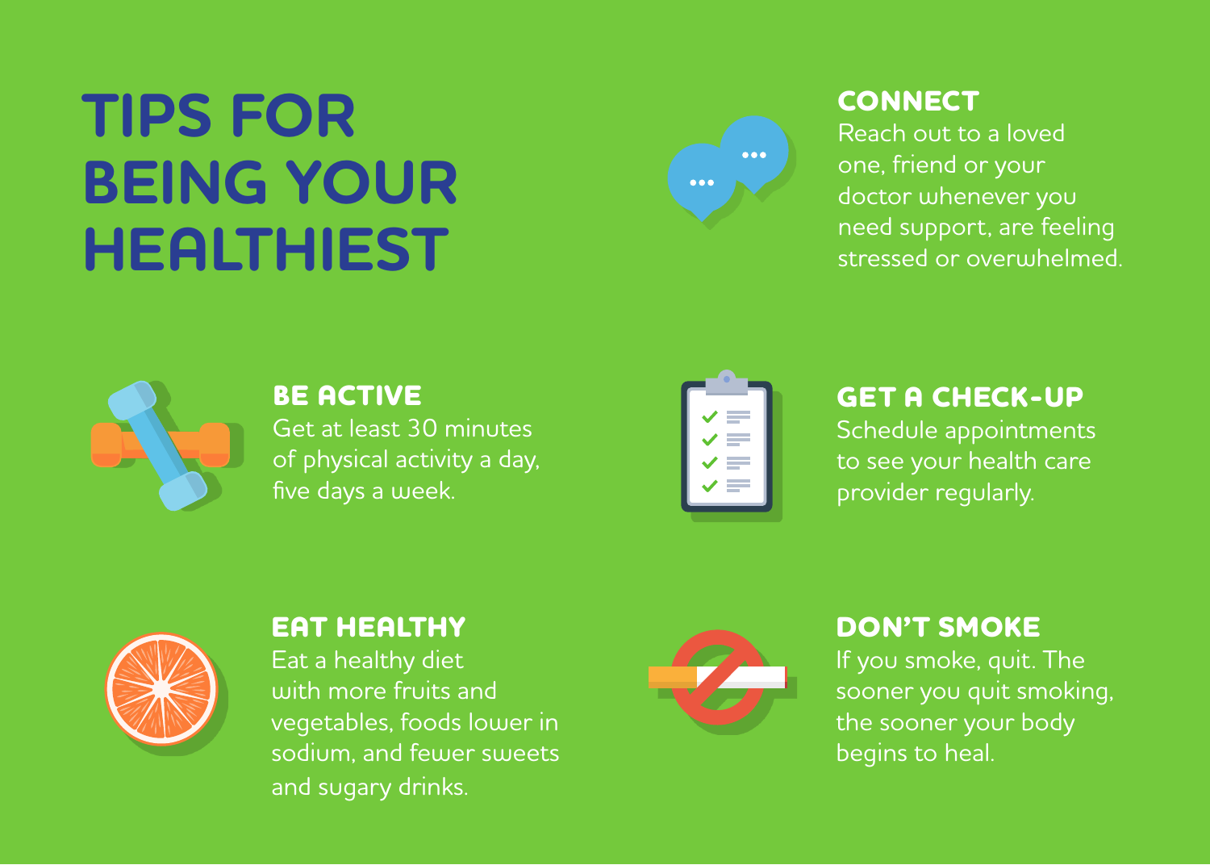# TIPS FOR BEING YOUR HEALTHIEST

## CONNECT

Reach out to a loved one, friend or your doctor whenever you need support, are feeling stressed or overwhelmed.

## BE ACTIVE

Get at least 30 minutes of physical activity a day, five days a week.

## GET A CHECK-UP

Schedule appointments to see your health care provider regularly.

## EAT HEALTHY

Eat a healthy diet with more fruits and vegetables, foods lower in sodium, and fewer sweets and sugary drinks.

## DON'T SMOKE

If you smoke, quit. The sooner you quit smoking, the sooner your body begins to heal.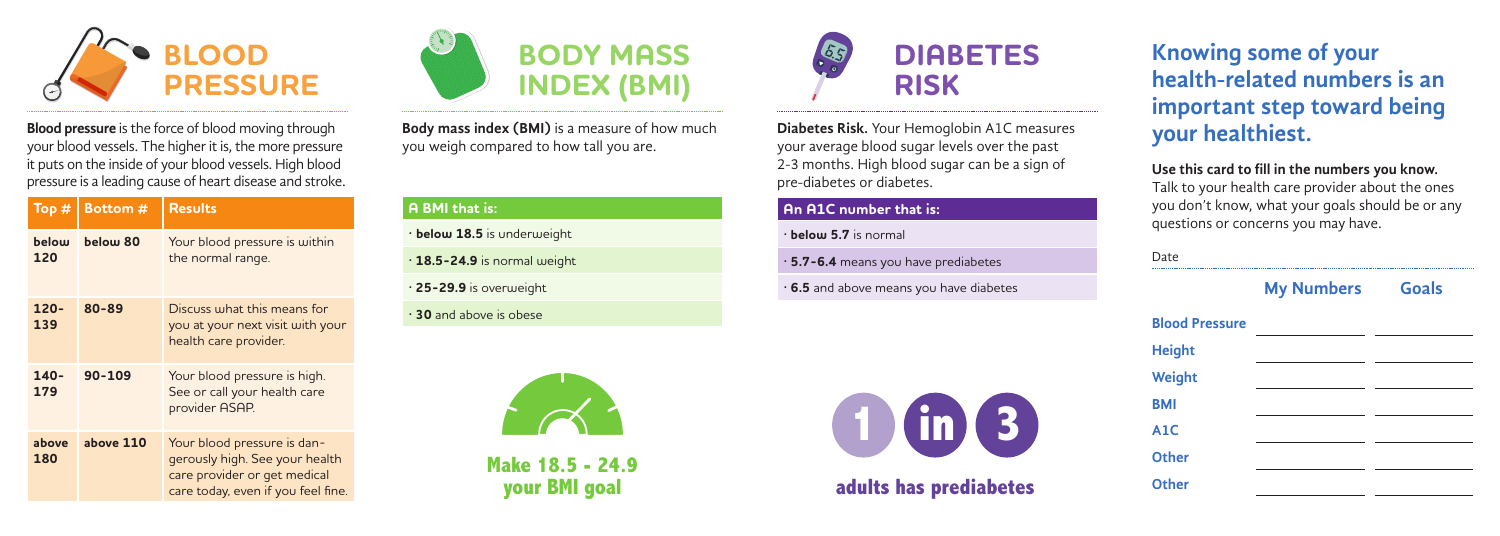## BLOOD PRESSURE

**Blood pressure** is the force of blood moving through your blood vessels. The higher it is, the more pressure it puts on the inside of your blood vessels. High blood pressure is a leading cause of heart disease and stroke.

| Top # | Bottom # | Results |
|---|---|---|
| **below 120** | **below 80** | Your blood pressure is within the normal range. |
| **120-139** | **80-89** | Discuss what this means for you at your next visit with your health care provider. |
| **140-179** | **90-109** | Your blood pressure is high. See or call your health care provider ASAP. |
| **above 180** | **above 110** | Your blood pressure is dangerously high. See your health care provider or get medical care today, even if you feel fine. |

## BODY MASS INDEX (BMI)

**Body mass index (BMI)** is a measure of how much you weigh compared to how tall you are.

| A BMI that is: |
|---|
| · **below 18.5** is underweight |
| · **18.5-24.9** is normal weight |
| · **25-29.9** is overweight |
| · **30** and above is obese |

**Make 18.5 - 24.9 your BMI goal**

## DIABETES RISK

**Diabetes Risk.** Your Hemoglobin A1C measures your average blood sugar levels over the past 2-3 months. High blood sugar can be a sign of pre-diabetes or diabetes.

| An A1C number that is: |
|---|
| · **below 5.7** is normal |
| · **5.7-6.4** means you have prediabetes |
| · **6.5** and above means you have diabetes |

**1 in 3 adults has prediabetes**

## Knowing some of your health-related numbers is an important step toward being your healthiest.

**Use this card to fill in the numbers you know.** Talk to your health care provider about the ones you don't know, what your goals should be or any questions or concerns you may have.

Date

| | My Numbers | Goals |
|---|---|---|
| **Blood Pressure** | | |
| **Height** | | |
| **Weight** | | |
| **BMI** | | |
| **A1C** | | |
| **Other** | | |
| **Other** | | |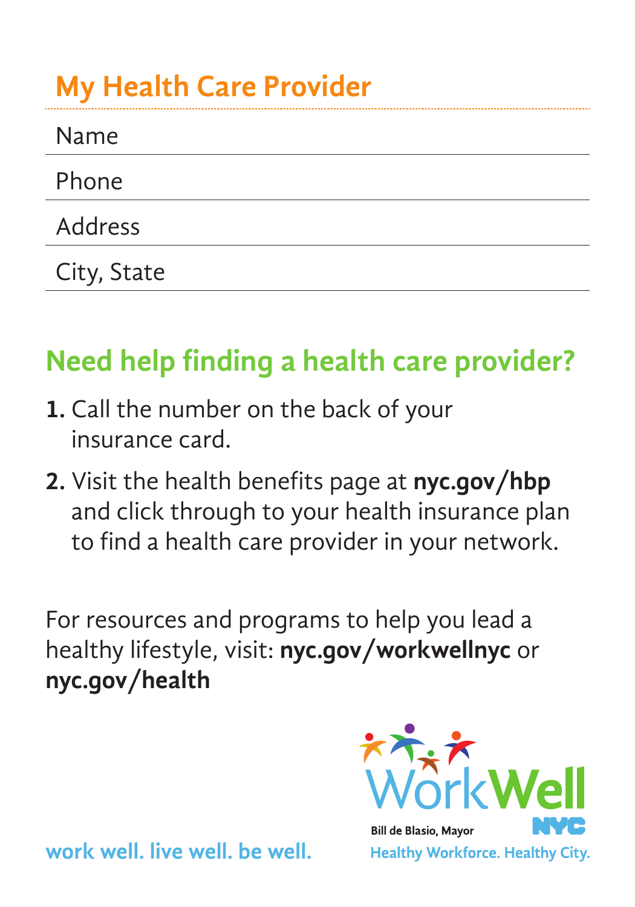## My Health Care Provider

Name

Phone

Address

City, State

## Need help finding a health care provider?

1. Call the number on the back of your insurance card.
2. Visit the health benefits page at **nyc.gov/hbp** and click through to your health insurance plan to find a health care provider in your network.

For resources and programs to help you lead a healthy lifestyle, visit: **nyc.gov/workwellnyc** or **nyc.gov/health**

WorkWell NYC

Bill de Blasio, Mayor

Healthy Workforce. Healthy City.

work well. live well. be well.